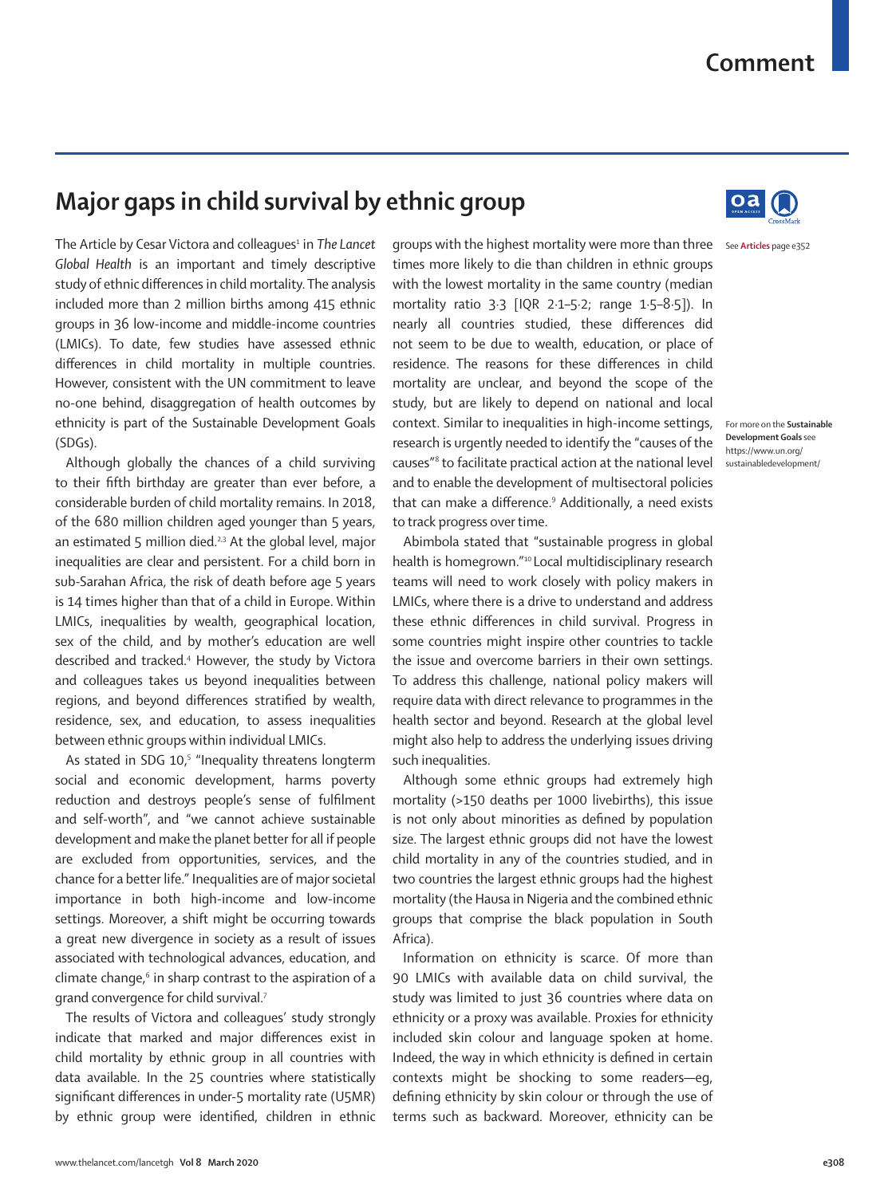# Major gaps in child survival by ethnic group

The Article by Cesar Victora and colleagues[1] in *The Lancet Global Health* is an important and timely descriptive study of ethnic differences in child mortality. The analysis included more than 2 million births among 415 ethnic groups in 36 low-income and middle-income countries (LMICs). To date, few studies have assessed ethnic differences in child mortality in multiple countries. However, consistent with the UN commitment to leave no-one behind, disaggregation of health outcomes by ethnicity is part of the Sustainable Development Goals (SDGs).

Although globally the chances of a child surviving to their fifth birthday are greater than ever before, a considerable burden of child mortality remains. In 2018, of the 680 million children aged younger than 5 years, an estimated 5 million died.[2,3] At the global level, major inequalities are clear and persistent. For a child born in sub-Sarahan Africa, the risk of death before age 5 years is 14 times higher than that of a child in Europe. Within LMICs, inequalities by wealth, geographical location, sex of the child, and by mother's education are well described and tracked.[4] However, the study by Victora and colleagues takes us beyond inequalities between regions, and beyond differences stratified by wealth, residence, sex, and education, to assess inequalities between ethnic groups within individual LMICs.

As stated in SDG 10,[5] "Inequality threatens longterm social and economic development, harms poverty reduction and destroys people's sense of fulfilment and self-worth", and "we cannot achieve sustainable development and make the planet better for all if people are excluded from opportunities, services, and the chance for a better life." Inequalities are of major societal importance in both high-income and low-income settings. Moreover, a shift might be occurring towards a great new divergence in society as a result of issues associated with technological advances, education, and climate change,[6] in sharp contrast to the aspiration of a grand convergence for child survival.[7]

The results of Victora and colleagues' study strongly indicate that marked and major differences exist in child mortality by ethnic group in all countries with data available. In the 25 countries where statistically significant differences in under-5 mortality rate (U5MR) by ethnic group were identified, children in ethnic groups with the highest mortality were more than three times more likely to die than children in ethnic groups with the lowest mortality in the same country (median mortality ratio 3·3 [IQR 2·1–5·2; range 1·5–8·5]). In nearly all countries studied, these differences did not seem to be due to wealth, education, or place of residence. The reasons for these differences in child mortality are unclear, and beyond the scope of the study, but are likely to depend on national and local context. Similar to inequalities in high-income settings, research is urgently needed to identify the "causes of the causes"[8] to facilitate practical action at the national level and to enable the development of multisectoral policies that can make a difference.[9] Additionally, a need exists to track progress over time.

Abimbola stated that "sustainable progress in global health is homegrown."[10] Local multidisciplinary research teams will need to work closely with policy makers in LMICs, where there is a drive to understand and address these ethnic differences in child survival. Progress in some countries might inspire other countries to tackle the issue and overcome barriers in their own settings. To address this challenge, national policy makers will require data with direct relevance to programmes in the health sector and beyond. Research at the global level might also help to address the underlying issues driving such inequalities.

Although some ethnic groups had extremely high mortality (>150 deaths per 1000 livebirths), this issue is not only about minorities as defined by population size. The largest ethnic groups did not have the lowest child mortality in any of the countries studied, and in two countries the largest ethnic groups had the highest mortality (the Hausa in Nigeria and the combined ethnic groups that comprise the black population in South Africa).

Information on ethnicity is scarce. Of more than 90 LMICs with available data on child survival, the study was limited to just 36 countries where data on ethnicity or a proxy was available. Proxies for ethnicity included skin colour and language spoken at home. Indeed, the way in which ethnicity is defined in certain contexts might be shocking to some readers—eg, defining ethnicity by skin colour or through the use of terms such as backward. Moreover, ethnicity can be

See **Articles** page e352

For more on the **Sustainable Development Goals** see https://www.un.org/sustainabledevelopment/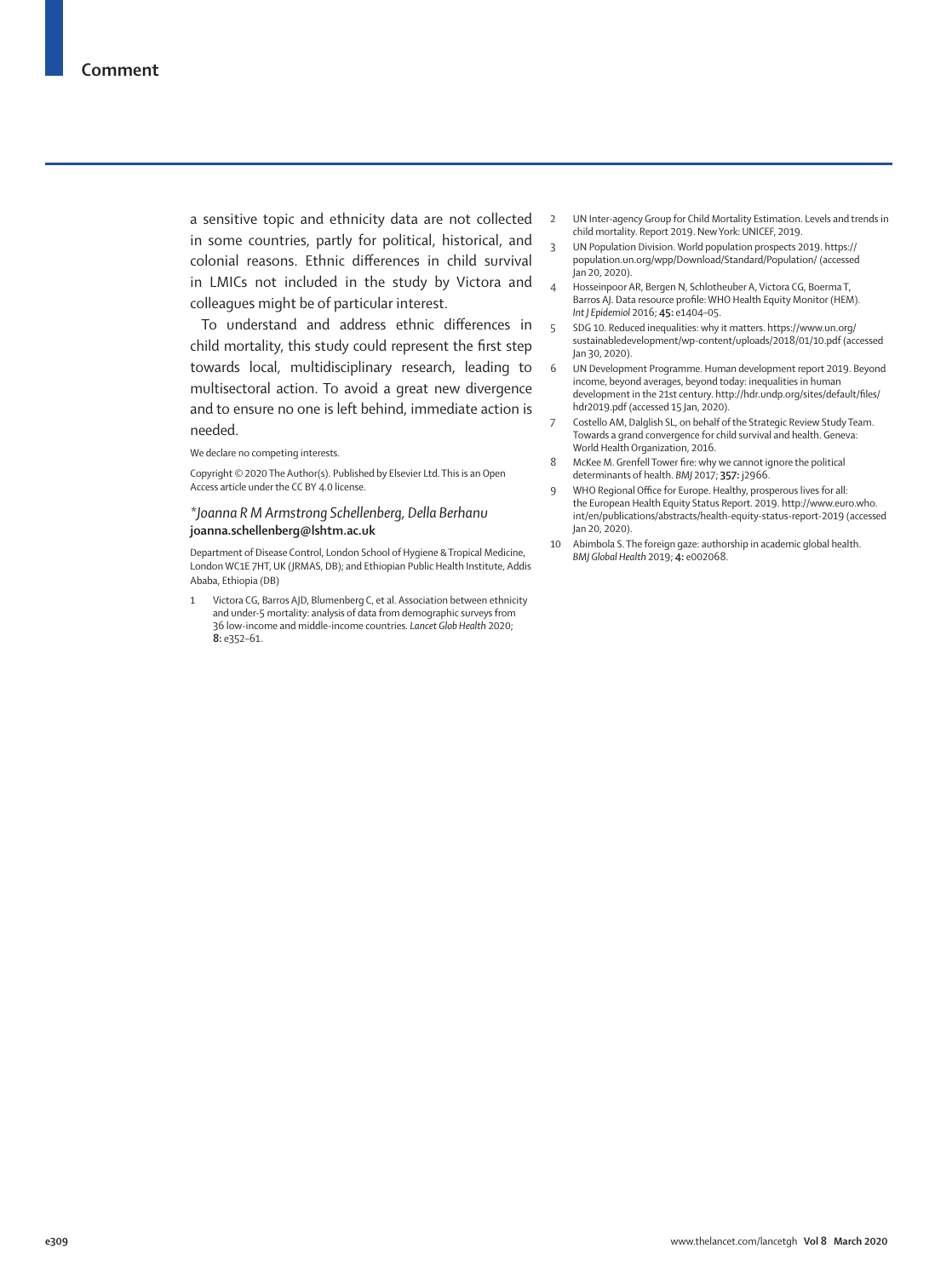a sensitive topic and ethnicity data are not collected in some countries, partly for political, historical, and colonial reasons. Ethnic differences in child survival in LMICs not included in the study by Victora and colleagues might be of particular interest.

To understand and address ethnic differences in child mortality, this study could represent the first step towards local, multidisciplinary research, leading to multisectoral action. To avoid a great new divergence and to ensure no one is left behind, immediate action is needed.

We declare no competing interests.

Copyright © 2020 The Author(s). Published by Elsevier Ltd. This is an Open Access article under the CC BY 4.0 license.

*\*Joanna R M Armstrong Schellenberg, Della Berhanu*
**joanna.schellenberg@lshtm.ac.uk**

Department of Disease Control, London School of Hygiene & Tropical Medicine, London WC1E 7HT, UK (JRMAS, DB); and Ethiopian Public Health Institute, Addis Ababa, Ethiopia (DB)

1. Victora CG, Barros AJD, Blumenberg C, et al. Association between ethnicity and under-5 mortality: analysis of data from demographic surveys from 36 low-income and middle-income countries. *Lancet Glob Health* 2020; **8:** e352–61.
2. UN Inter-agency Group for Child Mortality Estimation. Levels and trends in child mortality. Report 2019. New York: UNICEF, 2019.
3. UN Population Division. World population prospects 2019. https://population.un.org/wpp/Download/Standard/Population/ (accessed Jan 20, 2020).
4. Hosseinpoor AR, Bergen N, Schlotheuber A, Victora CG, Boerma T, Barros AJ. Data resource profile: WHO Health Equity Monitor (HEM). *Int J Epidemiol* 2016; **45:** e1404–05.
5. SDG 10. Reduced inequalities: why it matters. https://www.un.org/sustainabledevelopment/wp-content/uploads/2018/01/10.pdf (accessed Jan 30, 2020).
6. UN Development Programme. Human development report 2019. Beyond income, beyond averages, beyond today: inequalities in human development in the 21st century. http://hdr.undp.org/sites/default/files/hdr2019.pdf (accessed 15 Jan, 2020).
7. Costello AM, Dalglish SL, on behalf of the Strategic Review Study Team. Towards a grand convergence for child survival and health. Geneva: World Health Organization, 2016.
8. McKee M. Grenfell Tower fire: why we cannot ignore the political determinants of health. *BMJ* 2017; **357:** j2966.
9. WHO Regional Office for Europe. Healthy, prosperous lives for all: the European Health Equity Status Report. 2019. http://www.euro.who.int/en/publications/abstracts/health-equity-status-report-2019 (accessed Jan 20, 2020).
10. Abimbola S. The foreign gaze: authorship in academic global health. *BMJ Global Health* 2019; **4:** e002068.